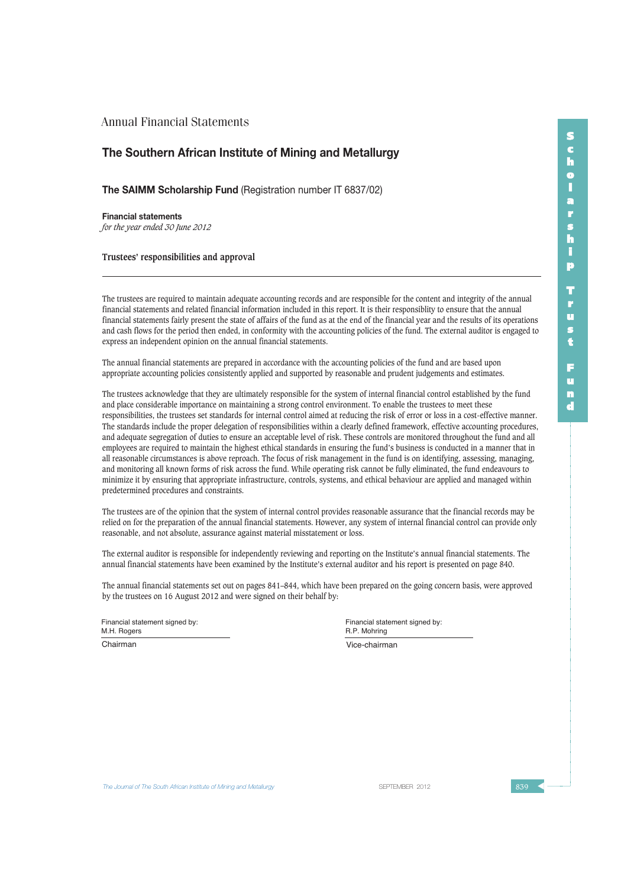Annual Financial Statements

# The Southern African Institute of Mining and Metallurgy

## **The SAIMM Scholarship Fund** (Registration number IT 6837/02)

**Financial statements**
*for the year ended 30 June 2012*

### Trustees' responsibilities and approval

---

The trustees are required to maintain adequate accounting records and are responsible for the content and integrity of the annual financial statements and related financial information included in this report. It is their responsiblity to ensure that the annual financial statements fairly present the state of affairs of the fund as at the end of the financial year and the results of its operations and cash flows for the period then ended, in conformity with the accounting policies of the fund. The external auditor is engaged to express an independent opinion on the annual financial statements.

The annual financial statements are prepared in accordance with the accounting policies of the fund and are based upon appropriate accounting policies consistently applied and supported by reasonable and prudent judgements and estimates.

The trustees acknowledge that they are ultimately responsible for the system of internal financial control established by the fund and place considerable importance on maintaining a strong control environment. To enable the trustees to meet these responsibilities, the trustees set standards for internal control aimed at reducing the risk of error or loss in a cost-effective manner. The standards include the proper delegation of responsibilities within a clearly defined framework, effective accounting procedures, and adequate segregation of duties to ensure an acceptable level of risk. These controls are monitored throughout the fund and all employees are required to maintain the highest ethical standards in ensuring the fund's business is conducted in a manner that in all reasonable circumstances is above reproach. The focus of risk management in the fund is on identifying, assessing, managing, and monitoring all known forms of risk across the fund. While operating risk cannot be fully eliminated, the fund endeavours to minimize it by ensuring that appropriate infrastructure, controls, systems, and ethical behaviour are applied and managed within predetermined procedures and constraints.

The trustees are of the opinion that the system of internal control provides reasonable assurance that the financial records may be relied on for the preparation of the annual financial statements. However, any system of internal financial control can provide only reasonable, and not absolute, assurance against material misstatement or loss.

The external auditor is responsible for independently reviewing and reporting on the Institute's annual financial statements. The annual financial statements have been examined by the Institute's external auditor and his report is presented on page 840.

The annual financial statements set out on pages 841–844, which have been prepared on the going concern basis, were approved by the trustees on 16 August 2012 and were signed on their behalf by:

Financial statement signed by:
M.H. Rogers

Chairman

Financial statement signed by:
R.P. Mohring

Vice-chairman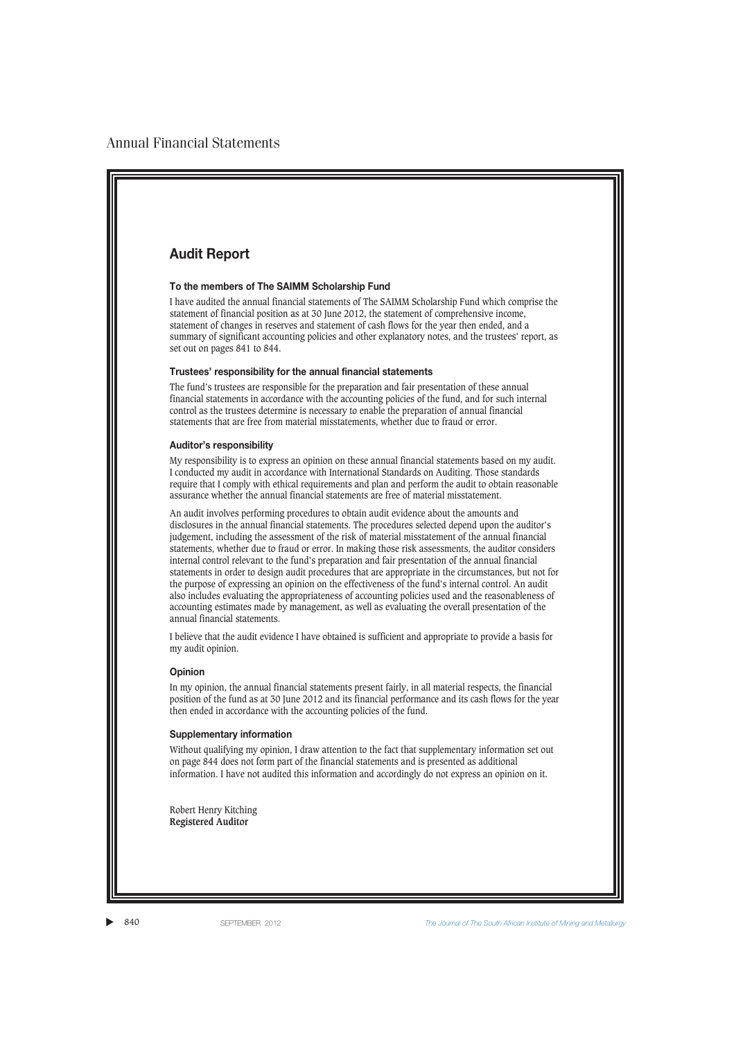# Audit Report

### To the members of The SAIMM Scholarship Fund

I have audited the annual financial statements of The SAIMM Scholarship Fund which comprise the statement of financial position as at 30 June 2012, the statement of comprehensive income, statement of changes in reserves and statement of cash flows for the year then ended, and a summary of significant accounting policies and other explanatory notes, and the trustees' report, as set out on pages 841 to 844.

### Trustees' responsibility for the annual financial statements

The fund's trustees are responsible for the preparation and fair presentation of these annual financial statements in accordance with the accounting policies of the fund, and for such internal control as the trustees determine is necessary to enable the preparation of annual financial statements that are free from material misstatements, whether due to fraud or error.

### Auditor's responsibility

My responsibility is to express an opinion on these annual financial statements based on my audit. I conducted my audit in accordance with International Standards on Auditing. Those standards require that I comply with ethical requirements and plan and perform the audit to obtain reasonable assurance whether the annual financial statements are free of material misstatement.

An audit involves performing procedures to obtain audit evidence about the amounts and disclosures in the annual financial statements. The procedures selected depend upon the auditor's judgement, including the assessment of the risk of material misstatement of the annual financial statements, whether due to fraud or error. In making those risk assessments, the auditor considers internal control relevant to the fund's preparation and fair presentation of the annual financial statements in order to design audit procedures that are appropriate in the circumstances, but not for the purpose of expressing an opinion on the effectiveness of the fund's internal control. An audit also includes evaluating the appropriateness of accounting policies used and the reasonableness of accounting estimates made by management, as well as evaluating the overall presentation of the annual financial statements.

I believe that the audit evidence I have obtained is sufficient and appropriate to provide a basis for my audit opinion.

### Opinion

In my opinion, the annual financial statements present fairly, in all material respects, the financial position of the fund as at 30 June 2012 and its financial performance and its cash flows for the year then ended in accordance with the accounting policies of the fund.

### Supplementary information

Without qualifying my opinion, I draw attention to the fact that supplementary information set out on page 844 does not form part of the financial statements and is presented as additional information. I have not audited this information and accordingly do not express an opinion on it.

Robert Henry Kitching
**Registered Auditor**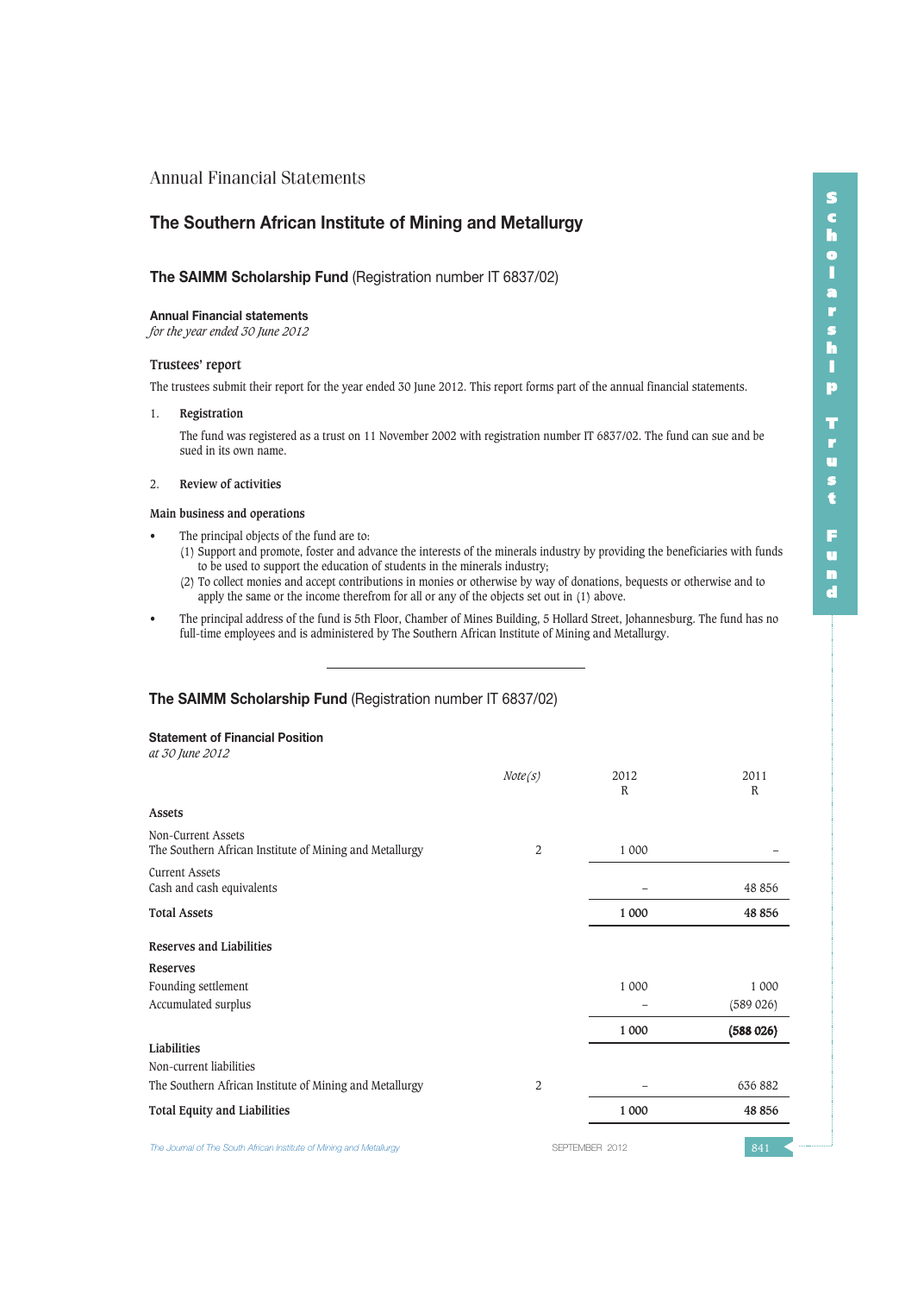# Annual Financial Statements

## The Southern African Institute of Mining and Metallurgy

### **The SAIMM Scholarship Fund** (Registration number IT 6837/02)

**Annual Financial statements**
*for the year ended 30 June 2012*

#### Trustees' report

The trustees submit their report for the year ended 30 June 2012. This report forms part of the annual financial statements.

1. **Registration**

   The fund was registered as a trust on 11 November 2002 with registration number IT 6837/02. The fund can sue and be sued in its own name.

2. **Review of activities**

**Main business and operations**

- The principal objects of the fund are to:
  (1) Support and promote, foster and advance the interests of the minerals industry by providing the beneficiaries with funds to be used to support the education of students in the minerals industry;
  (2) To collect monies and accept contributions in monies or otherwise by way of donations, bequests or otherwise and to apply the same or the income therefrom for all or any of the objects set out in (1) above.
- The principal address of the fund is 5th Floor, Chamber of Mines Building, 5 Hollard Street, Johannesburg. The fund has no full-time employees and is administered by The Southern African Institute of Mining and Metallurgy.

---

### **The SAIMM Scholarship Fund** (Registration number IT 6837/02)

**Statement of Financial Position**
*at 30 June 2012*

| | *Note(s)* | 2012 R | 2011 R |
|---|---|---|---|
| **Assets** | | | |
| Non-Current Assets | | | |
| The Southern African Institute of Mining and Metallurgy | 2 | 1 000 | – |
| Current Assets | | | |
| Cash and cash equivalents | | – | 48 856 |
| **Total Assets** | | **1 000** | **48 856** |
| **Reserves and Liabilities** | | | |
| **Reserves** | | | |
| Founding settlement | | 1 000 | 1 000 |
| Accumulated surplus | | – | (589 026) |
| | | **1 000** | **(588 026)** |
| **Liabilities** | | | |
| Non-current liabilities | | | |
| The Southern African Institute of Mining and Metallurgy | 2 | – | 636 882 |
| **Total Equity and Liabilities** | | **1 000** | **48 856** |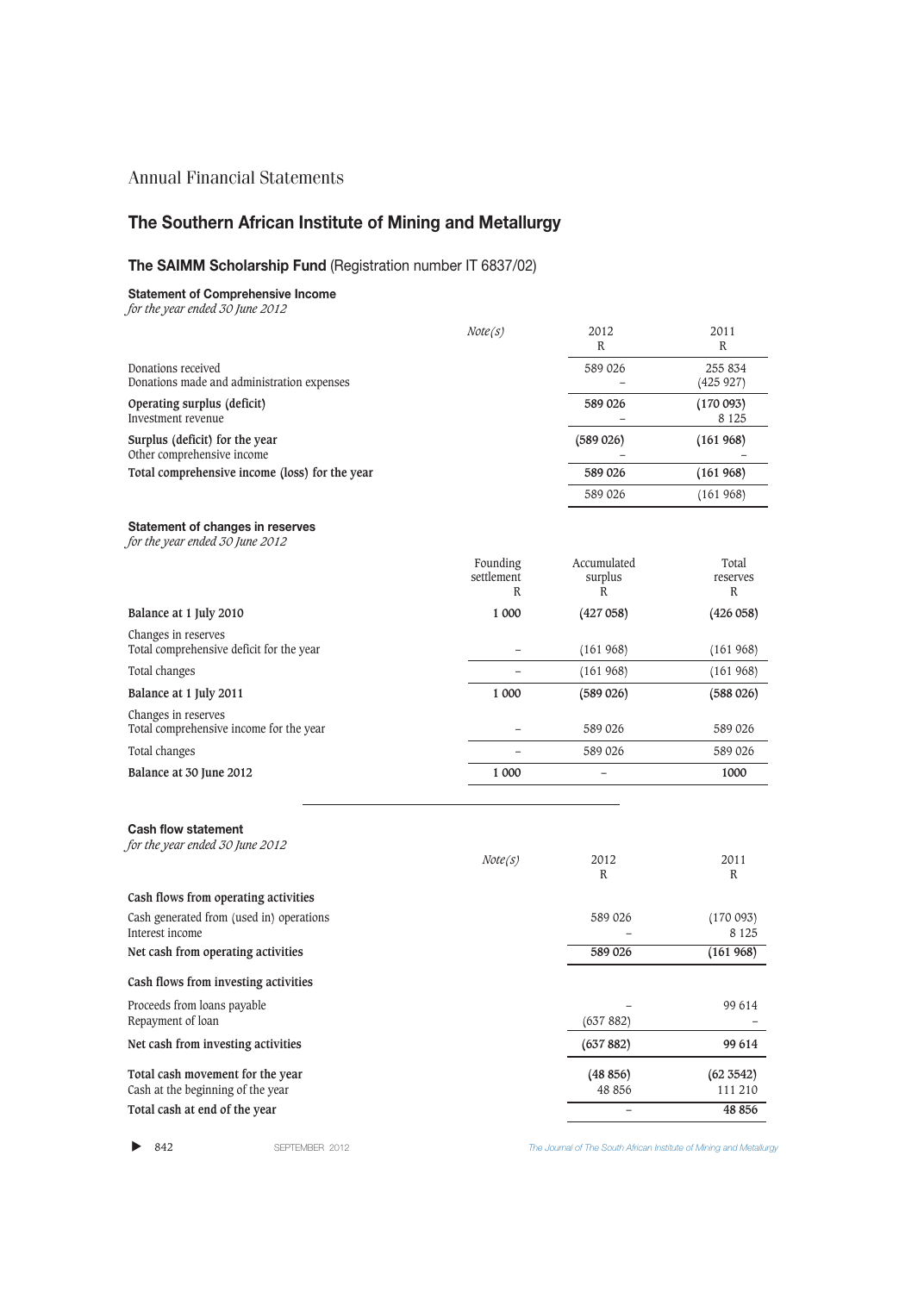Annual Financial Statements

# The Southern African Institute of Mining and Metallurgy

## The SAIMM Scholarship Fund (Registration number IT 6837/02)

### Statement of Comprehensive Income

*for the year ended 30 June 2012*

| | *Note(s)* | 2012 R | 2011 R |
|---|---|---|---|
| Donations received | | 589 026 | 255 834 |
| Donations made and administration expenses | | – | (425 927) |
| **Operating surplus (deficit)** | | **589 026** | **(170 093)** |
| Investment revenue | | – | 8 125 |
| **Surplus (deficit) for the year** | | **(589 026)** | **(161 968)** |
| Other comprehensive income | | – | – |
| **Total comprehensive income (loss) for the year** | | **589 026** | **(161 968)** |
| | | 589 026 | (161 968) |

### Statement of changes in reserves

*for the year ended 30 June 2012*

| | Founding settlement R | Accumulated surplus R | Total reserves R |
|---|---|---|---|
| **Balance at 1 July 2010** | **1 000** | **(427 058)** | **(426 058)** |
| Changes in reserves | | | |
| Total comprehensive deficit for the year | – | (161 968) | (161 968) |
| Total changes | – | (161 968) | (161 968) |
| **Balance at 1 July 2011** | **1 000** | **(589 026)** | **(588 026)** |
| Changes in reserves | | | |
| Total comprehensive income for the year | – | 589 026 | 589 026 |
| Total changes | – | 589 026 | 589 026 |
| **Balance at 30 June 2012** | **1 000** | – | **1000** |

### Cash flow statement

*for the year ended 30 June 2012*

| | *Note(s)* | 2012 R | 2011 R |
|---|---|---|---|
| **Cash flows from operating activities** | | | |
| Cash generated from (used in) operations | | 589 026 | (170 093) |
| Interest income | | – | 8 125 |
| **Net cash from operating activities** | | **589 026** | **(161 968)** |
| **Cash flows from investing activities** | | | |
| Proceeds from loans payable | | – | 99 614 |
| Repayment of loan | | (637 882) | – |
| **Net cash from investing activities** | | **(637 882)** | **99 614** |
| **Total cash movement for the year** | | **(48 856)** | **(62 3542)** |
| Cash at the beginning of the year | | 48 856 | 111 210 |
| **Total cash at end of the year** | | – | **48 856** |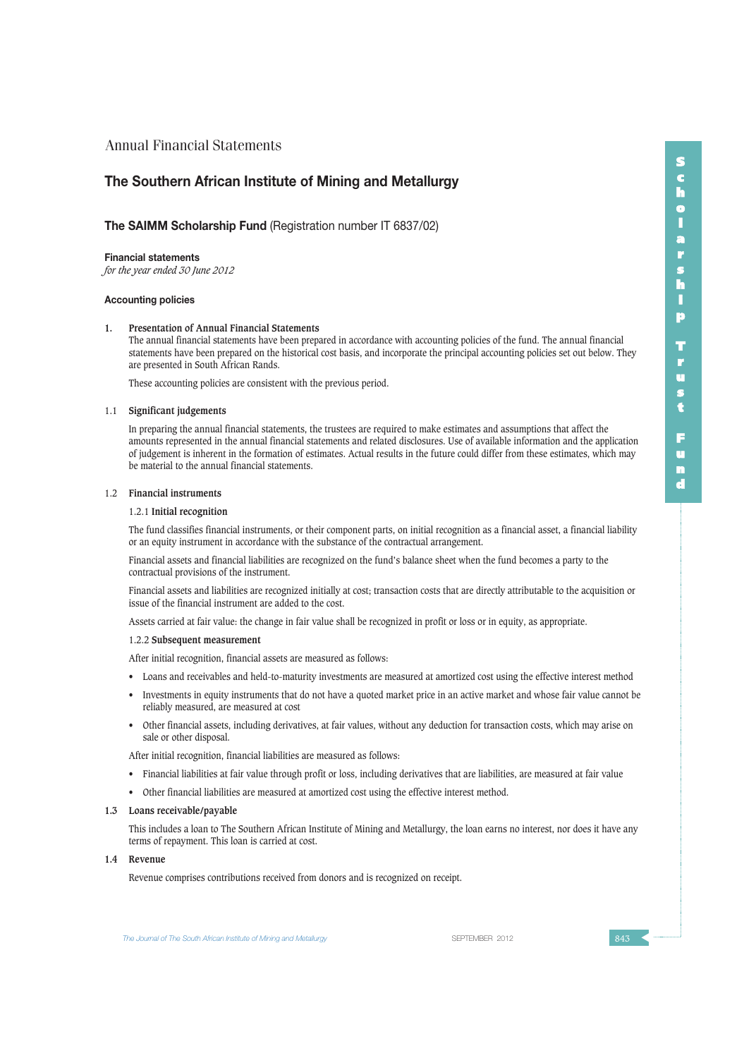Annual Financial Statements

# The Southern African Institute of Mining and Metallurgy

## The SAIMM Scholarship Fund (Registration number IT 6837/02)

**Financial statements**
*for the year ended 30 June 2012*

### Accounting policies

**1. Presentation of Annual Financial Statements**

The annual financial statements have been prepared in accordance with accounting policies of the fund. The annual financial statements have been prepared on the historical cost basis, and incorporate the principal accounting policies set out below. They are presented in South African Rands.

These accounting policies are consistent with the previous period.

**1.1 Significant judgements**

In preparing the annual financial statements, the trustees are required to make estimates and assumptions that affect the amounts represented in the annual financial statements and related disclosures. Use of available information and the application of judgement is inherent in the formation of estimates. Actual results in the future could differ from these estimates, which may be material to the annual financial statements.

**1.2 Financial instruments**

1.2.1 **Initial recognition**

The fund classifies financial instruments, or their component parts, on initial recognition as a financial asset, a financial liability or an equity instrument in accordance with the substance of the contractual arrangement.

Financial assets and financial liabilities are recognized on the fund's balance sheet when the fund becomes a party to the contractual provisions of the instrument.

Financial assets and liabilities are recognized initially at cost; transaction costs that are directly attributable to the acquisition or issue of the financial instrument are added to the cost.

Assets carried at fair value: the change in fair value shall be recognized in profit or loss or in equity, as appropriate.

1.2.2 **Subsequent measurement**

After initial recognition, financial assets are measured as follows:

- Loans and receivables and held-to-maturity investments are measured at amortized cost using the effective interest method
- Investments in equity instruments that do not have a quoted market price in an active market and whose fair value cannot be reliably measured, are measured at cost
- Other financial assets, including derivatives, at fair values, without any deduction for transaction costs, which may arise on sale or other disposal.

After initial recognition, financial liabilities are measured as follows:

- Financial liabilities at fair value through profit or loss, including derivatives that are liabilities, are measured at fair value
- Other financial liabilities are measured at amortized cost using the effective interest method.

**1.3 Loans receivable/payable**

This includes a loan to The Southern African Institute of Mining and Metallurgy, the loan earns no interest, nor does it have any terms of repayment. This loan is carried at cost.

**1.4 Revenue**

Revenue comprises contributions received from donors and is recognized on receipt.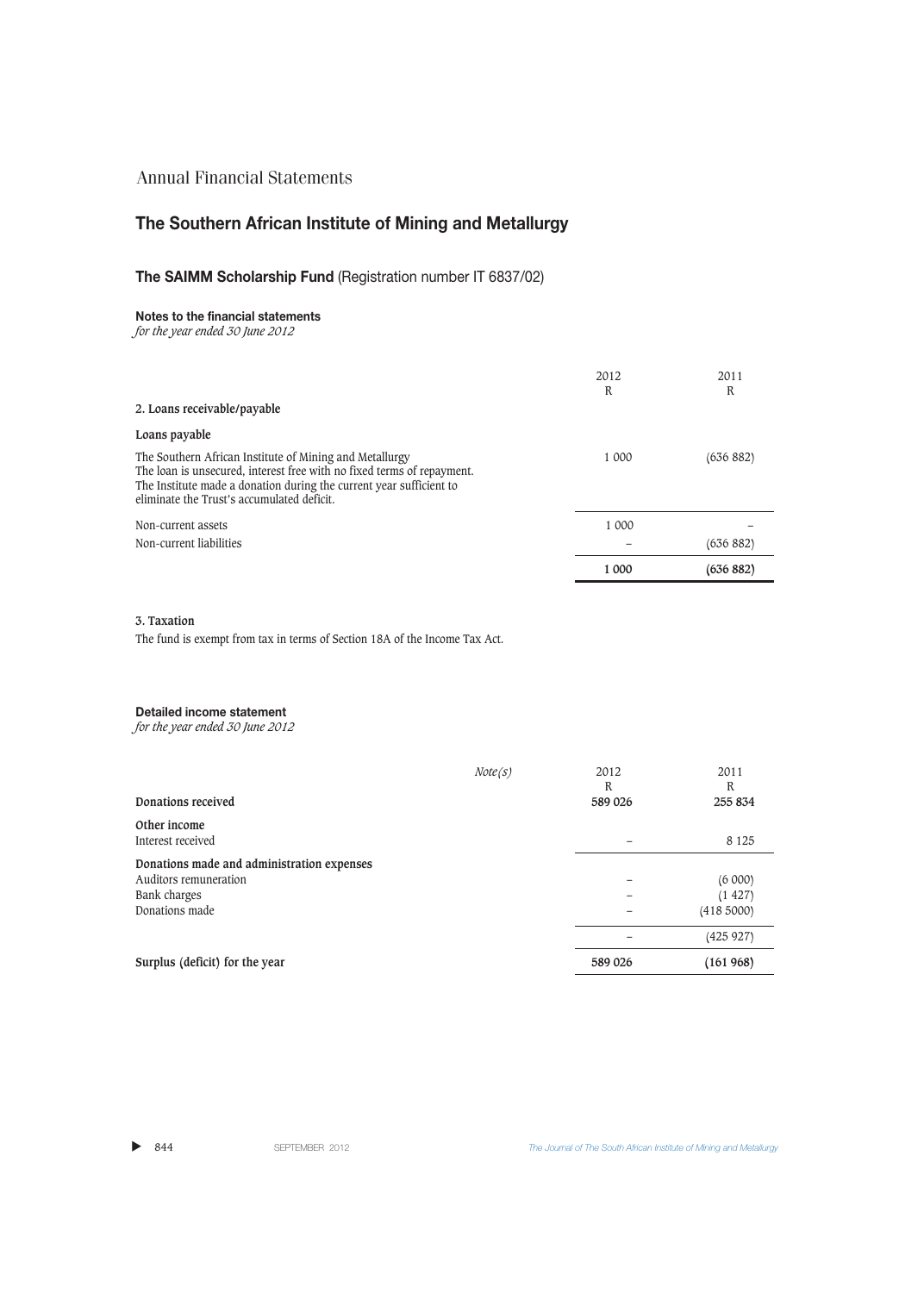Annual Financial Statements

# The Southern African Institute of Mining and Metallurgy

## **The SAIMM Scholarship Fund** (Registration number IT 6837/02)

### Notes to the financial statements

*for the year ended 30 June 2012*

| | 2012<br>R | 2011<br>R |
|---|---|---|
| **2. Loans receivable/payable** | | |
| **Loans payable** | | |
| The Southern African Institute of Mining and Metallurgy<br>The loan is unsecured, interest free with no fixed terms of repayment.<br>The Institute made a donation during the current year sufficient to eliminate the Trust's accumulated deficit. | 1 000 | (636 882) |
| Non-current assets | 1 000 | – |
| Non-current liabilities | – | (636 882) |
| | **1 000** | **(636 882)** |

**3. Taxation**

The fund is exempt from tax in terms of Section 18A of the Income Tax Act.

### Detailed income statement

*for the year ended 30 June 2012*

| | *Note(s)* | 2012<br>R | 2011<br>R |
|---|---|---|---|
| **Donations received** | | **589 026** | **255 834** |
| **Other income** | | | |
| Interest received | | – | 8 125 |
| **Donations made and administration expenses** | | | |
| Auditors remuneration | | – | (6 000) |
| Bank charges | | – | (1 427) |
| Donations made | | – | (418 5000) |
| | | – | (425 927) |
| **Surplus (deficit) for the year** | | **589 026** | **(161 968)** |